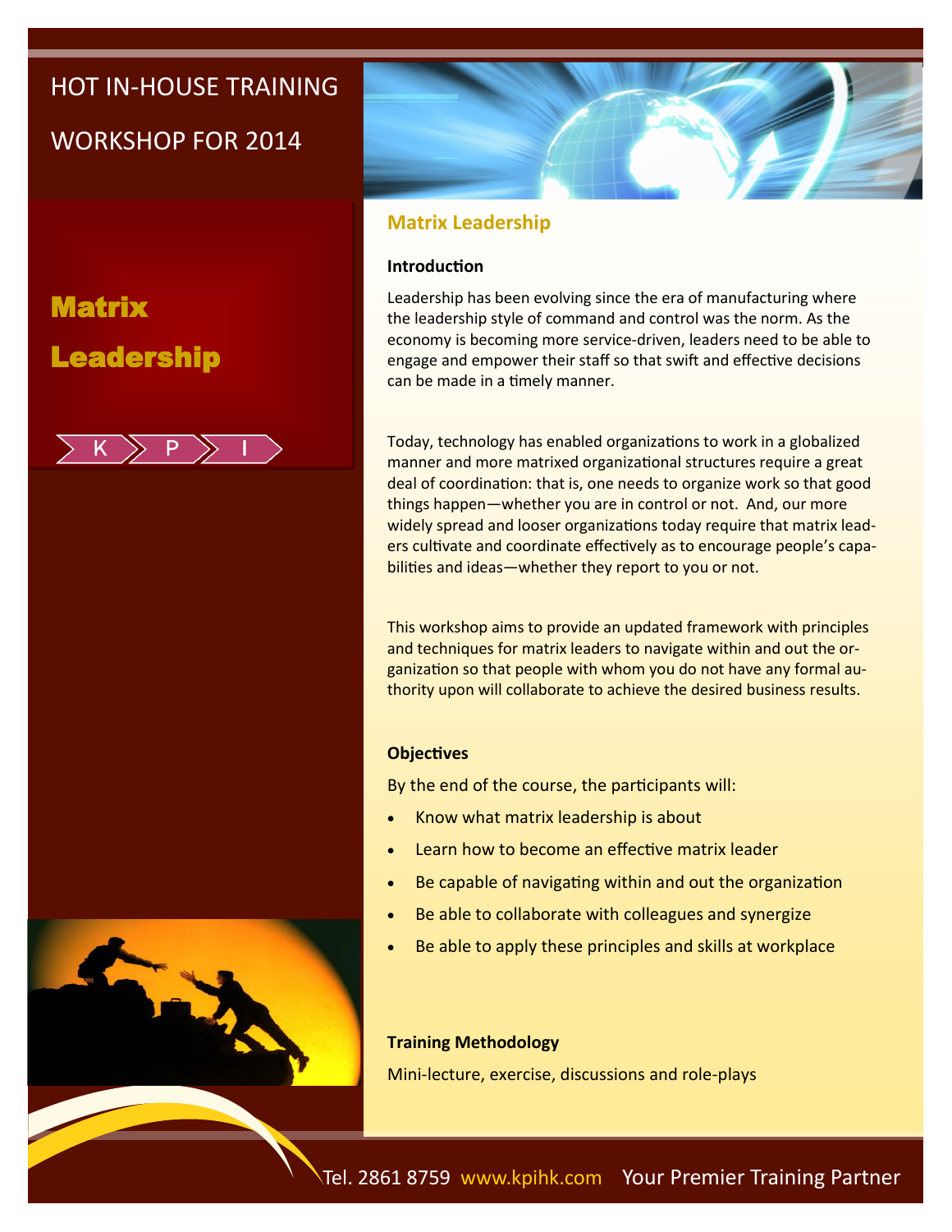HOT IN-HOUSE TRAINING

WORKSHOP FOR 2014

# Matrix Leadership

K P I

## Matrix Leadership

### Introduction

Leadership has been evolving since the era of manufacturing where the leadership style of command and control was the norm. As the economy is becoming more service-driven, leaders need to be able to engage and empower their staff so that swift and effective decisions can be made in a timely manner.

Today, technology has enabled organizations to work in a globalized manner and more matrixed organizational structures require a great deal of coordination: that is, one needs to organize work so that good things happen—whether you are in control or not. And, our more widely spread and looser organizations today require that matrix leaders cultivate and coordinate effectively as to encourage people's capabilities and ideas—whether they report to you or not.

This workshop aims to provide an updated framework with principles and techniques for matrix leaders to navigate within and out the organization so that people with whom you do not have any formal authority upon will collaborate to achieve the desired business results.

### Objectives

By the end of the course, the participants will:

- Know what matrix leadership is about
- Learn how to become an effective matrix leader
- Be capable of navigating within and out the organization
- Be able to collaborate with colleagues and synergize
- Be able to apply these principles and skills at workplace

### Training Methodology

Mini-lecture, exercise, discussions and role-plays

Tel. 2861 8759 www.kpihk.com Your Premier Training Partner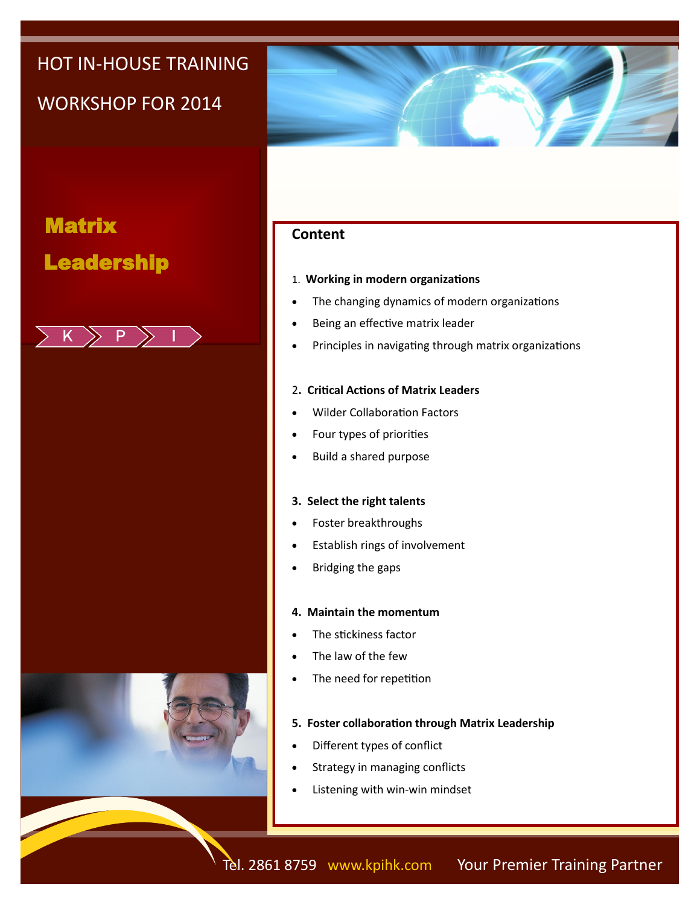HOT IN-HOUSE TRAINING

WORKSHOP FOR 2014

# Matrix Leadership

K P I

## Content

1. **Working in modern organizations**

- The changing dynamics of modern organizations
- Being an effective matrix leader
- Principles in navigating through matrix organizations

2. **Critical Actions of Matrix Leaders**

- Wilder Collaboration Factors
- Four types of priorities
- Build a shared purpose

3. **Select the right talents**

- Foster breakthroughs
- Establish rings of involvement
- Bridging the gaps

4. **Maintain the momentum**

- The stickiness factor
- The law of the few
- The need for repetition

5. **Foster collaboration through Matrix Leadership**

- Different types of conflict
- Strategy in managing conflicts
- Listening with win-win mindset

Tel. 2861 8759 www.kpihk.com Your Premier Training Partner